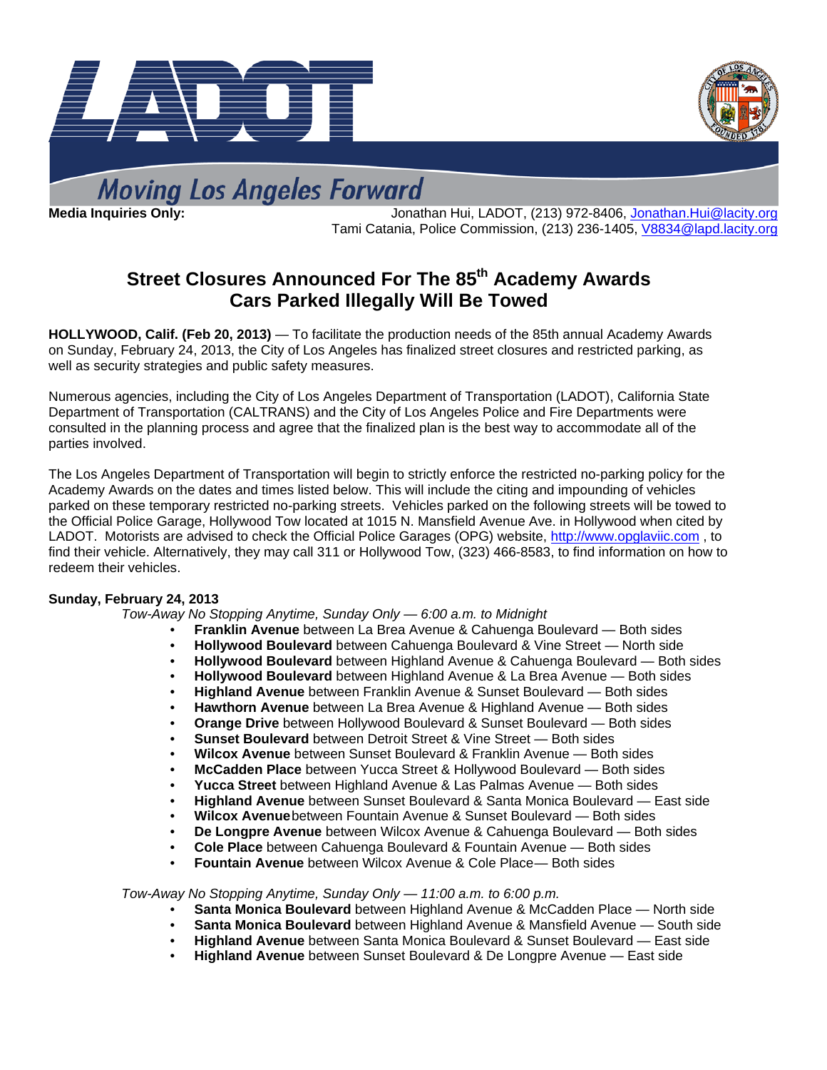Moving Los Angeles Forward

**Media Inquiries Only:** Jonathan Hui, LADOT, (213) 972-8406, Jonathan.Hui@lacity.org
Tami Catania, Police Commission, (213) 236-1405, V8834@lapd.lacity.org

# Street Closures Announced For The 85th Academy Awards
# Cars Parked Illegally Will Be Towed

**HOLLYWOOD, Calif. (Feb 20, 2013)** — To facilitate the production needs of the 85th annual Academy Awards on Sunday, February 24, 2013, the City of Los Angeles has finalized street closures and restricted parking, as well as security strategies and public safety measures.

Numerous agencies, including the City of Los Angeles Department of Transportation (LADOT), California State Department of Transportation (CALTRANS) and the City of Los Angeles Police and Fire Departments were consulted in the planning process and agree that the finalized plan is the best way to accommodate all of the parties involved.

The Los Angeles Department of Transportation will begin to strictly enforce the restricted no-parking policy for the Academy Awards on the dates and times listed below. This will include the citing and impounding of vehicles parked on these temporary restricted no-parking streets. Vehicles parked on the following streets will be towed to the Official Police Garage, Hollywood Tow located at 1015 N. Mansfield Avenue Ave. in Hollywood when cited by LADOT. Motorists are advised to check the Official Police Garages (OPG) website, http://www.opglaviic.com , to find their vehicle. Alternatively, they may call 311 or Hollywood Tow, (323) 466-8583, to find information on how to redeem their vehicles.

**Sunday, February 24, 2013**

*Tow-Away No Stopping Anytime, Sunday Only — 6:00 a.m. to Midnight*

- **Franklin Avenue** between La Brea Avenue & Cahuenga Boulevard — Both sides
- **Hollywood Boulevard** between Cahuenga Boulevard & Vine Street — North side
- **Hollywood Boulevard** between Highland Avenue & Cahuenga Boulevard — Both sides
- **Hollywood Boulevard** between Highland Avenue & La Brea Avenue — Both sides
- **Highland Avenue** between Franklin Avenue & Sunset Boulevard — Both sides
- **Hawthorn Avenue** between La Brea Avenue & Highland Avenue — Both sides
- **Orange Drive** between Hollywood Boulevard & Sunset Boulevard — Both sides
- **Sunset Boulevard** between Detroit Street & Vine Street — Both sides
- **Wilcox Avenue** between Sunset Boulevard & Franklin Avenue — Both sides
- **McCadden Place** between Yucca Street & Hollywood Boulevard — Both sides
- **Yucca Street** between Highland Avenue & Las Palmas Avenue — Both sides
- **Highland Avenue** between Sunset Boulevard & Santa Monica Boulevard — East side
- **Wilcox Avenue** between Fountain Avenue & Sunset Boulevard — Both sides
- **De Longpre Avenue** between Wilcox Avenue & Cahuenga Boulevard — Both sides
- **Cole Place** between Cahuenga Boulevard & Fountain Avenue — Both sides
- **Fountain Avenue** between Wilcox Avenue & Cole Place— Both sides

*Tow-Away No Stopping Anytime, Sunday Only — 11:00 a.m. to 6:00 p.m.*

- **Santa Monica Boulevard** between Highland Avenue & McCadden Place — North side
- **Santa Monica Boulevard** between Highland Avenue & Mansfield Avenue — South side
- **Highland Avenue** between Santa Monica Boulevard & Sunset Boulevard — East side
- **Highland Avenue** between Sunset Boulevard & De Longpre Avenue — East side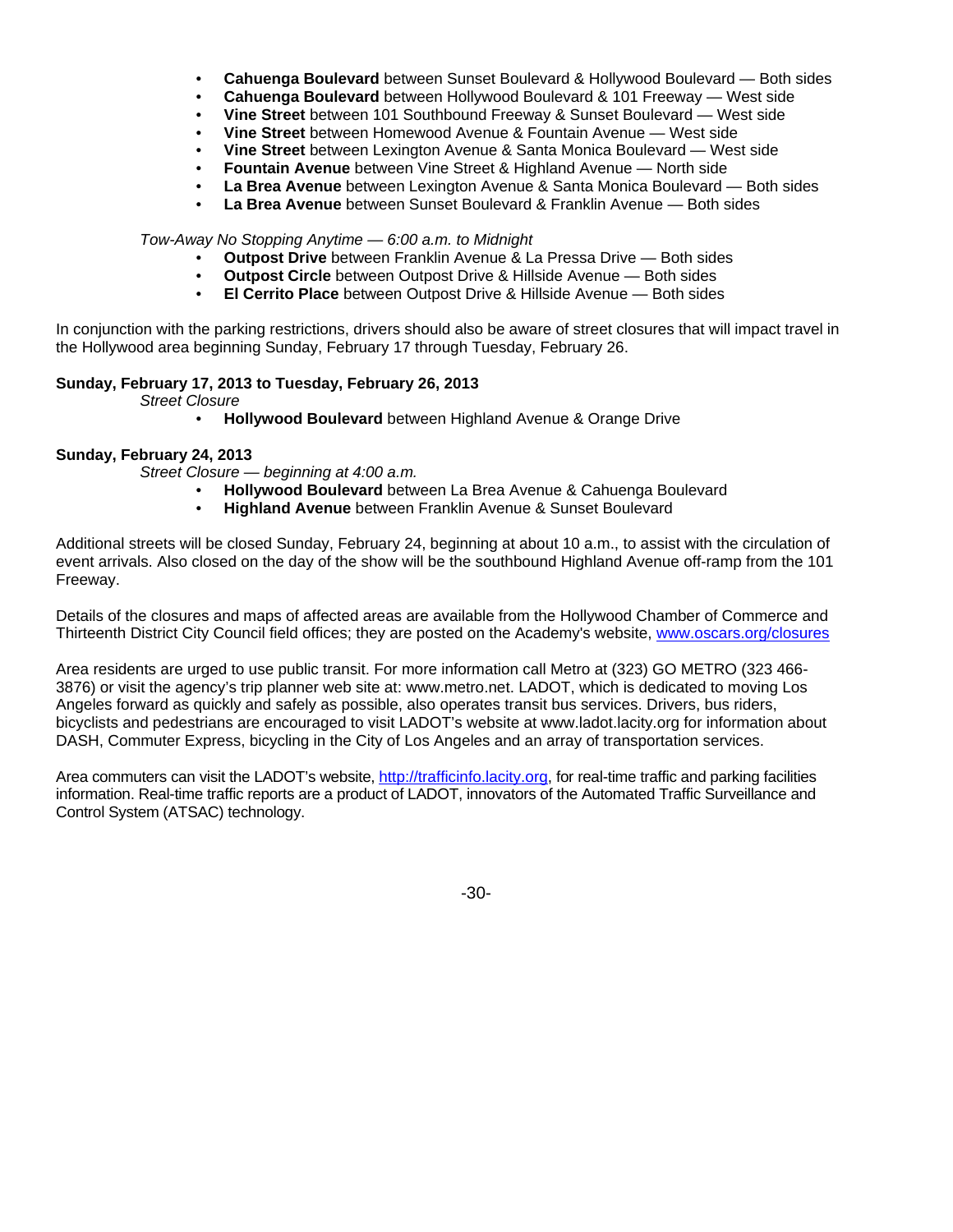- **Cahuenga Boulevard** between Sunset Boulevard & Hollywood Boulevard — Both sides
- **Cahuenga Boulevard** between Hollywood Boulevard & 101 Freeway — West side
- **Vine Street** between 101 Southbound Freeway & Sunset Boulevard — West side
- **Vine Street** between Homewood Avenue & Fountain Avenue — West side
- **Vine Street** between Lexington Avenue & Santa Monica Boulevard — West side
- **Fountain Avenue** between Vine Street & Highland Avenue — North side
- **La Brea Avenue** between Lexington Avenue & Santa Monica Boulevard — Both sides
- **La Brea Avenue** between Sunset Boulevard & Franklin Avenue — Both sides

*Tow-Away No Stopping Anytime — 6:00 a.m. to Midnight*

- **Outpost Drive** between Franklin Avenue & La Pressa Drive — Both sides
- **Outpost Circle** between Outpost Drive & Hillside Avenue — Both sides
- **El Cerrito Place** between Outpost Drive & Hillside Avenue — Both sides

In conjunction with the parking restrictions, drivers should also be aware of street closures that will impact travel in the Hollywood area beginning Sunday, February 17 through Tuesday, February 26.

**Sunday, February 17, 2013 to Tuesday, February 26, 2013**

*Street Closure*

- **Hollywood Boulevard** between Highland Avenue & Orange Drive

**Sunday, February 24, 2013**

*Street Closure — beginning at 4:00 a.m.*

- **Hollywood Boulevard** between La Brea Avenue & Cahuenga Boulevard
- **Highland Avenue** between Franklin Avenue & Sunset Boulevard

Additional streets will be closed Sunday, February 24, beginning at about 10 a.m., to assist with the circulation of event arrivals. Also closed on the day of the show will be the southbound Highland Avenue off-ramp from the 101 Freeway.

Details of the closures and maps of affected areas are available from the Hollywood Chamber of Commerce and Thirteenth District City Council field offices; they are posted on the Academy's website, www.oscars.org/closures

Area residents are urged to use public transit. For more information call Metro at (323) GO METRO (323 466-3876) or visit the agency's trip planner web site at: www.metro.net. LADOT, which is dedicated to moving Los Angeles forward as quickly and safely as possible, also operates transit bus services. Drivers, bus riders, bicyclists and pedestrians are encouraged to visit LADOT's website at www.ladot.lacity.org for information about DASH, Commuter Express, bicycling in the City of Los Angeles and an array of transportation services.

Area commuters can visit the LADOT's website, http://trafficinfo.lacity.org, for real-time traffic and parking facilities information. Real-time traffic reports are a product of LADOT, innovators of the Automated Traffic Surveillance and Control System (ATSAC) technology.

-30-